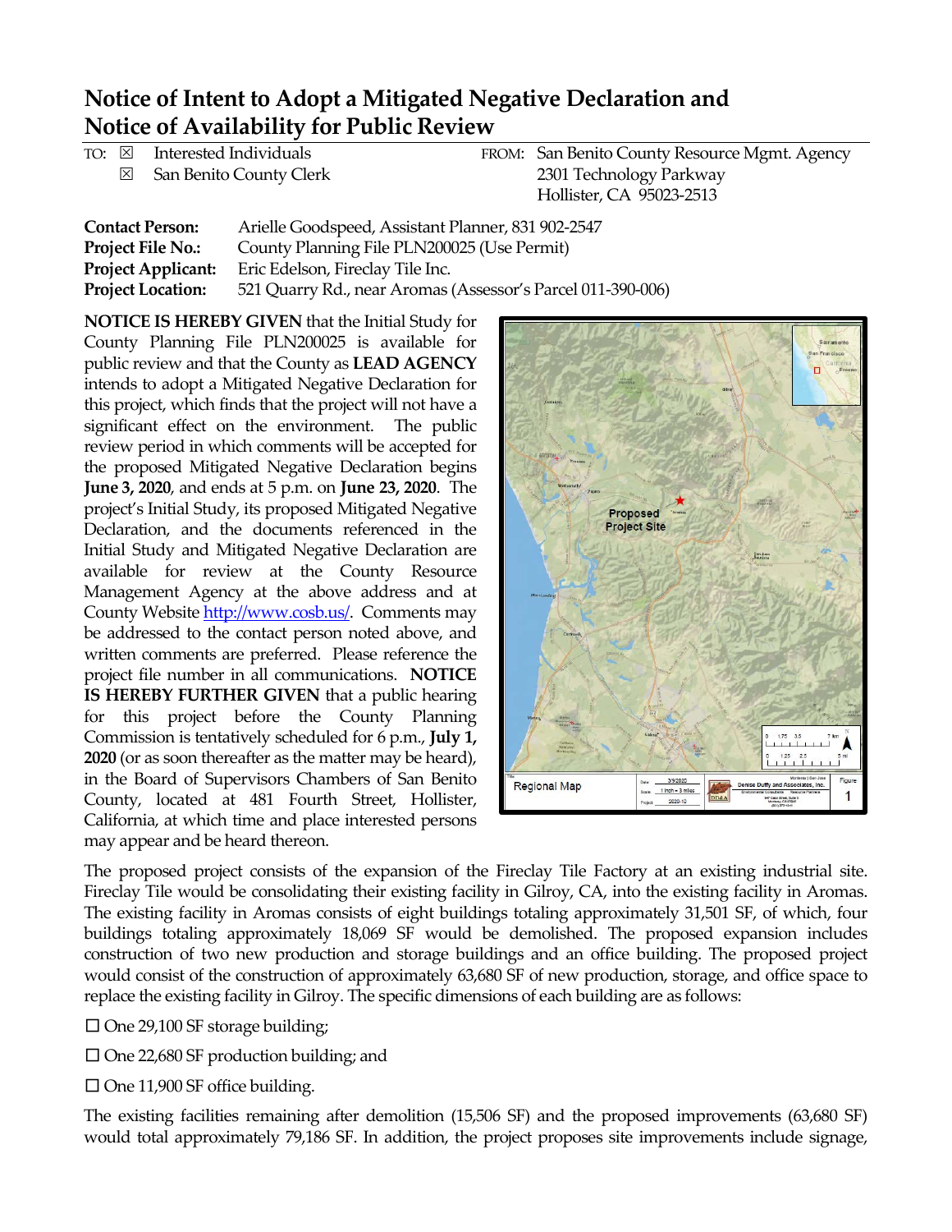# Notice of Intent to Adopt a Mitigated Negative Declaration and Notice of Availability for Public Review

TO: ☒ Interested Individuals
☒ San Benito County Clerk

FROM: San Benito County Resource Mgmt. Agency
2301 Technology Parkway
Hollister, CA 95023-2513

**Contact Person:** Arielle Goodspeed, Assistant Planner, 831 902-2547
**Project File No.:** County Planning File PLN200025 (Use Permit)
**Project Applicant:** Eric Edelson, Fireclay Tile Inc.
**Project Location:** 521 Quarry Rd., near Aromas (Assessor's Parcel 011-390-006)

**NOTICE IS HEREBY GIVEN** that the Initial Study for County Planning File PLN200025 is available for public review and that the County as **LEAD AGENCY** intends to adopt a Mitigated Negative Declaration for this project, which finds that the project will not have a significant effect on the environment. The public review period in which comments will be accepted for the proposed Mitigated Negative Declaration begins **June 3, 2020**, and ends at 5 p.m. on **June 23, 2020**. The project's Initial Study, its proposed Mitigated Negative Declaration, and the documents referenced in the Initial Study and Mitigated Negative Declaration are available for review at the County Resource Management Agency at the above address and at County Website http://www.cosb.us/. Comments may be addressed to the contact person noted above, and written comments are preferred. Please reference the project file number in all communications. **NOTICE IS HEREBY FURTHER GIVEN** that a public hearing for this project before the County Planning Commission is tentatively scheduled for 6 p.m., **July 1, 2020** (or as soon thereafter as the matter may be heard), in the Board of Supervisors Chambers of San Benito County, located at 481 Fourth Street, Hollister, California, at which time and place interested persons may appear and be heard thereon.

Regional Map — Figure 1

The proposed project consists of the expansion of the Fireclay Tile Factory at an existing industrial site. Fireclay Tile would be consolidating their existing facility in Gilroy, CA, into the existing facility in Aromas. The existing facility in Aromas consists of eight buildings totaling approximately 31,501 SF, of which, four buildings totaling approximately 18,069 SF would be demolished. The proposed expansion includes construction of two new production and storage buildings and an office building. The proposed project would consist of the construction of approximately 63,680 SF of new production, storage, and office space to replace the existing facility in Gilroy. The specific dimensions of each building are as follows:

- ☐ One 29,100 SF storage building;
- ☐ One 22,680 SF production building; and
- ☐ One 11,900 SF office building.

The existing facilities remaining after demolition (15,506 SF) and the proposed improvements (63,680 SF) would total approximately 79,186 SF. In addition, the project proposes site improvements include signage,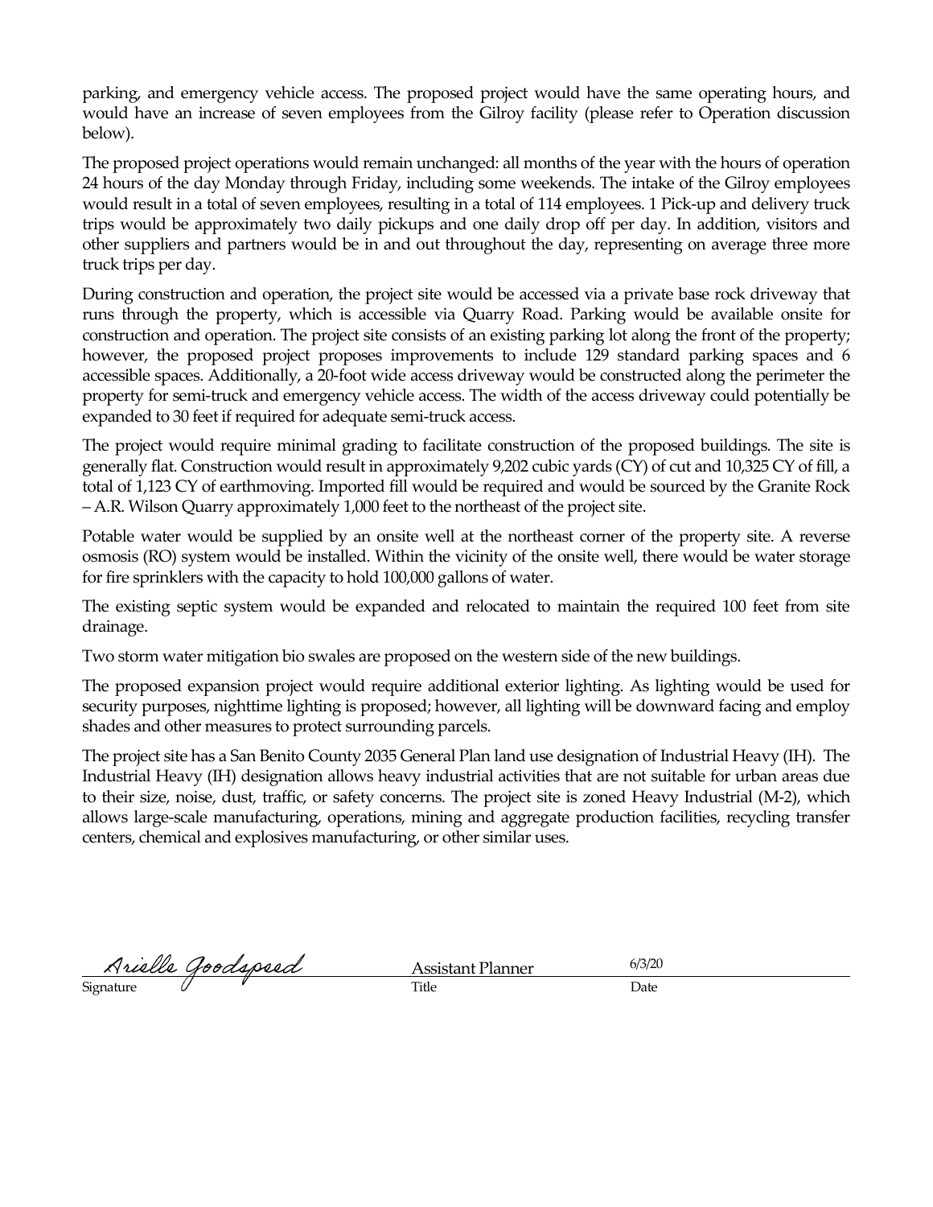parking, and emergency vehicle access. The proposed project would have the same operating hours, and would have an increase of seven employees from the Gilroy facility (please refer to Operation discussion below).

The proposed project operations would remain unchanged: all months of the year with the hours of operation 24 hours of the day Monday through Friday, including some weekends. The intake of the Gilroy employees would result in a total of seven employees, resulting in a total of 114 employees. 1 Pick-up and delivery truck trips would be approximately two daily pickups and one daily drop off per day. In addition, visitors and other suppliers and partners would be in and out throughout the day, representing on average three more truck trips per day.

During construction and operation, the project site would be accessed via a private base rock driveway that runs through the property, which is accessible via Quarry Road. Parking would be available onsite for construction and operation. The project site consists of an existing parking lot along the front of the property; however, the proposed project proposes improvements to include 129 standard parking spaces and 6 accessible spaces. Additionally, a 20-foot wide access driveway would be constructed along the perimeter the property for semi-truck and emergency vehicle access. The width of the access driveway could potentially be expanded to 30 feet if required for adequate semi-truck access.

The project would require minimal grading to facilitate construction of the proposed buildings. The site is generally flat. Construction would result in approximately 9,202 cubic yards (CY) of cut and 10,325 CY of fill, a total of 1,123 CY of earthmoving. Imported fill would be required and would be sourced by the Granite Rock – A.R. Wilson Quarry approximately 1,000 feet to the northeast of the project site.

Potable water would be supplied by an onsite well at the northeast corner of the property site. A reverse osmosis (RO) system would be installed. Within the vicinity of the onsite well, there would be water storage for fire sprinklers with the capacity to hold 100,000 gallons of water.

The existing septic system would be expanded and relocated to maintain the required 100 feet from site drainage.

Two storm water mitigation bio swales are proposed on the western side of the new buildings.

The proposed expansion project would require additional exterior lighting. As lighting would be used for security purposes, nighttime lighting is proposed; however, all lighting will be downward facing and employ shades and other measures to protect surrounding parcels.

The project site has a San Benito County 2035 General Plan land use designation of Industrial Heavy (IH). The Industrial Heavy (IH) designation allows heavy industrial activities that are not suitable for urban areas due to their size, noise, dust, traffic, or safety concerns. The project site is zoned Heavy Industrial (M-2), which allows large-scale manufacturing, operations, mining and aggregate production facilities, recycling transfer centers, chemical and explosives manufacturing, or other similar uses.

| Arielle Goodspeed | Assistant Planner | 6/3/20 |
|---|---|---|
| Signature | Title | Date |